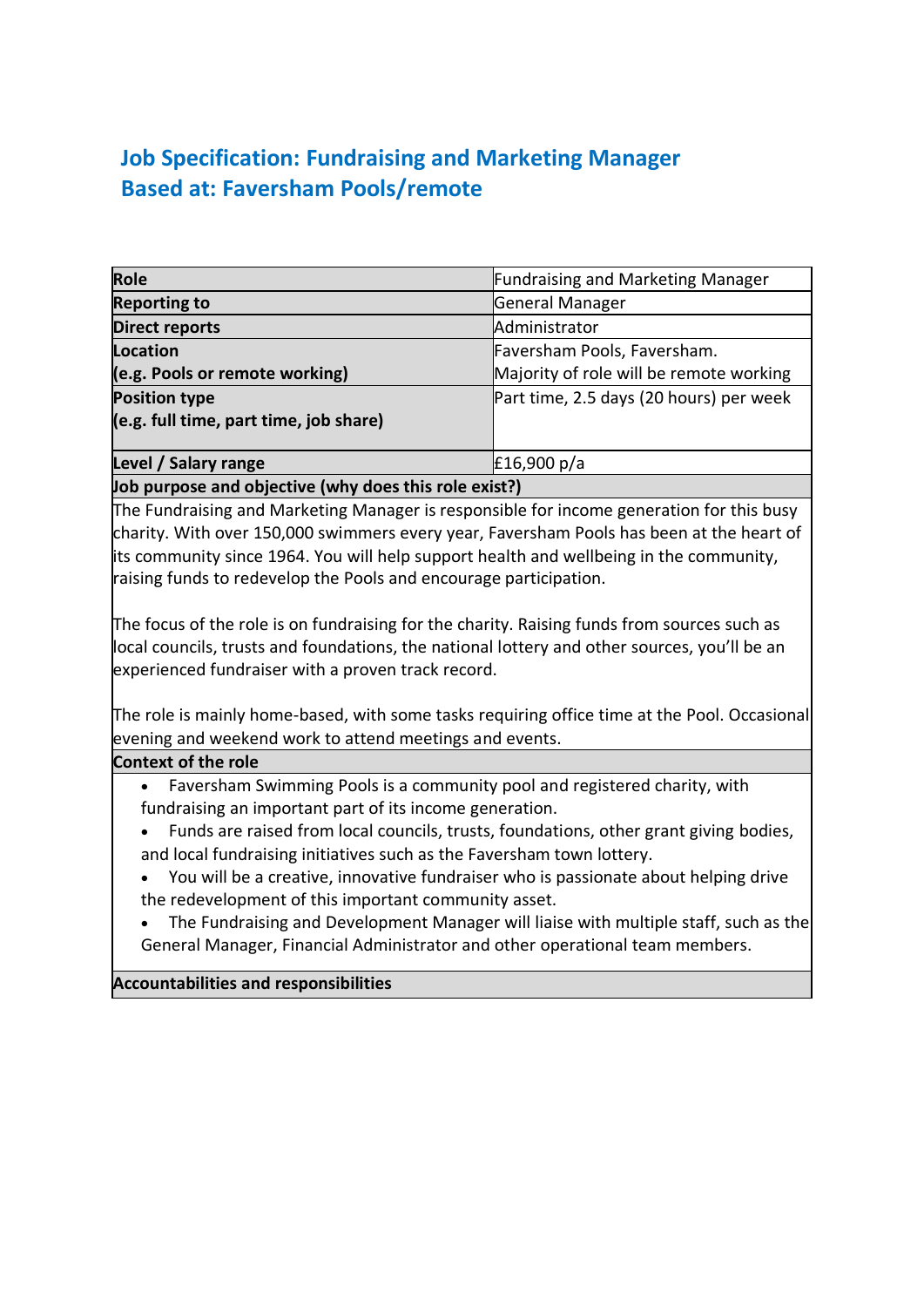# Job Specification: Fundraising and Marketing Manager
# Based at: Faversham Pools/remote

| | |
|---|---|
| **Role** | Fundraising and Marketing Manager |
| **Reporting to** | General Manager |
| **Direct reports** | Administrator |
| **Location**<br>**(e.g. Pools or remote working)** | Faversham Pools, Faversham.<br>Majority of role will be remote working |
| **Position type**<br>**(e.g. full time, part time, job share)** | Part time, 2.5 days (20 hours) per week |
| **Level / Salary range** | £16,900 p/a |

**Job purpose and objective (why does this role exist?)**

The Fundraising and Marketing Manager is responsible for income generation for this busy charity. With over 150,000 swimmers every year, Faversham Pools has been at the heart of its community since 1964. You will help support health and wellbeing in the community, raising funds to redevelop the Pools and encourage participation.

The focus of the role is on fundraising for the charity. Raising funds from sources such as local councils, trusts and foundations, the national lottery and other sources, you'll be an experienced fundraiser with a proven track record.

The role is mainly home-based, with some tasks requiring office time at the Pool. Occasional evening and weekend work to attend meetings and events.

**Context of the role**

- Faversham Swimming Pools is a community pool and registered charity, with fundraising an important part of its income generation.
- Funds are raised from local councils, trusts, foundations, other grant giving bodies, and local fundraising initiatives such as the Faversham town lottery.
- You will be a creative, innovative fundraiser who is passionate about helping drive the redevelopment of this important community asset.
- The Fundraising and Development Manager will liaise with multiple staff, such as the General Manager, Financial Administrator and other operational team members.

**Accountabilities and responsibilities**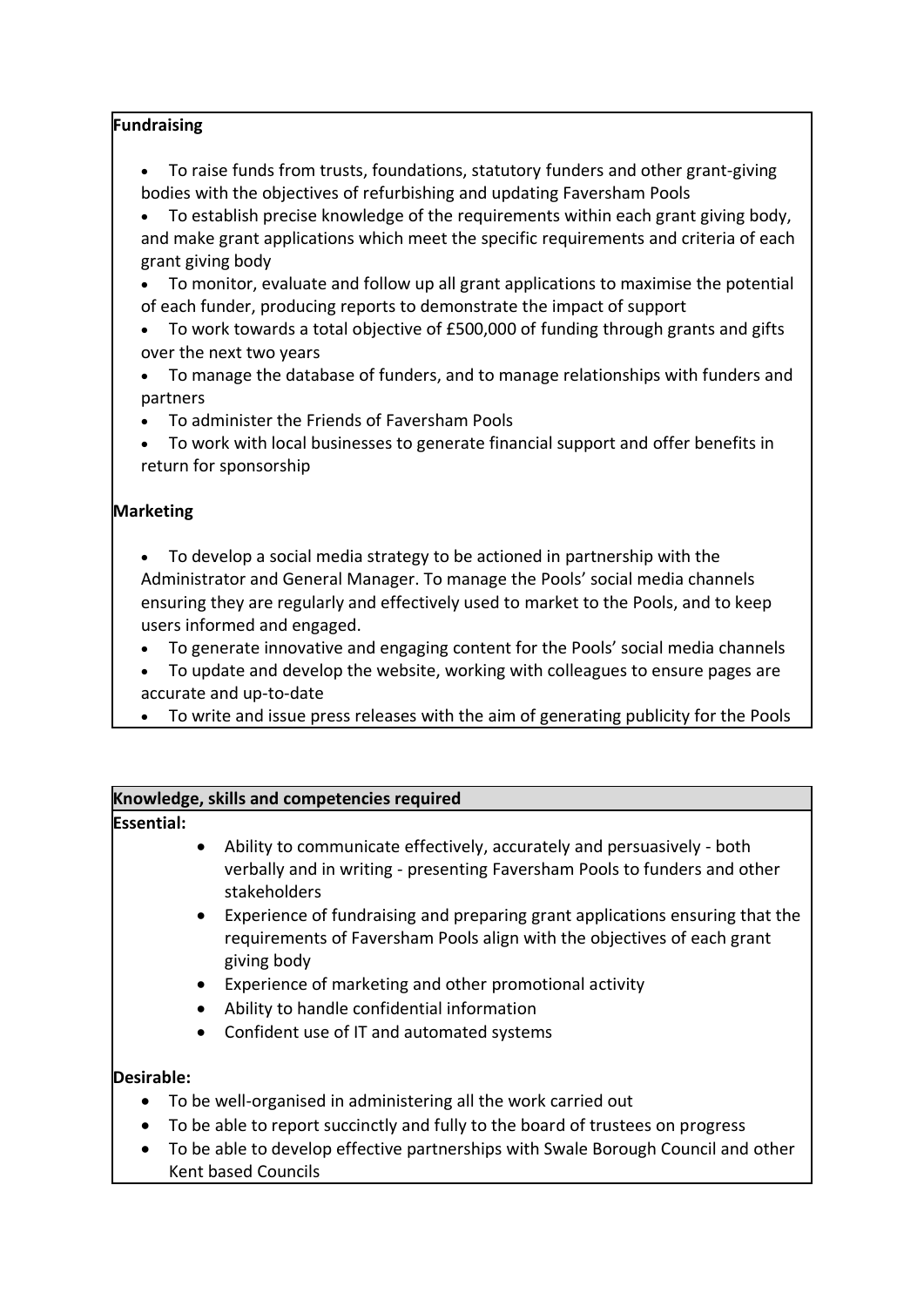**Fundraising**

- To raise funds from trusts, foundations, statutory funders and other grant-giving bodies with the objectives of refurbishing and updating Faversham Pools
- To establish precise knowledge of the requirements within each grant giving body, and make grant applications which meet the specific requirements and criteria of each grant giving body
- To monitor, evaluate and follow up all grant applications to maximise the potential of each funder, producing reports to demonstrate the impact of support
- To work towards a total objective of £500,000 of funding through grants and gifts over the next two years
- To manage the database of funders, and to manage relationships with funders and partners
- To administer the Friends of Faversham Pools
- To work with local businesses to generate financial support and offer benefits in return for sponsorship

**Marketing**

- To develop a social media strategy to be actioned in partnership with the Administrator and General Manager. To manage the Pools' social media channels ensuring they are regularly and effectively used to market to the Pools, and to keep users informed and engaged.
- To generate innovative and engaging content for the Pools' social media channels
- To update and develop the website, working with colleagues to ensure pages are accurate and up-to-date
- To write and issue press releases with the aim of generating publicity for the Pools

**Knowledge, skills and competencies required**

**Essential:**

- Ability to communicate effectively, accurately and persuasively - both verbally and in writing - presenting Faversham Pools to funders and other stakeholders
- Experience of fundraising and preparing grant applications ensuring that the requirements of Faversham Pools align with the objectives of each grant giving body
- Experience of marketing and other promotional activity
- Ability to handle confidential information
- Confident use of IT and automated systems

**Desirable:**

- To be well-organised in administering all the work carried out
- To be able to report succinctly and fully to the board of trustees on progress
- To be able to develop effective partnerships with Swale Borough Council and other Kent based Councils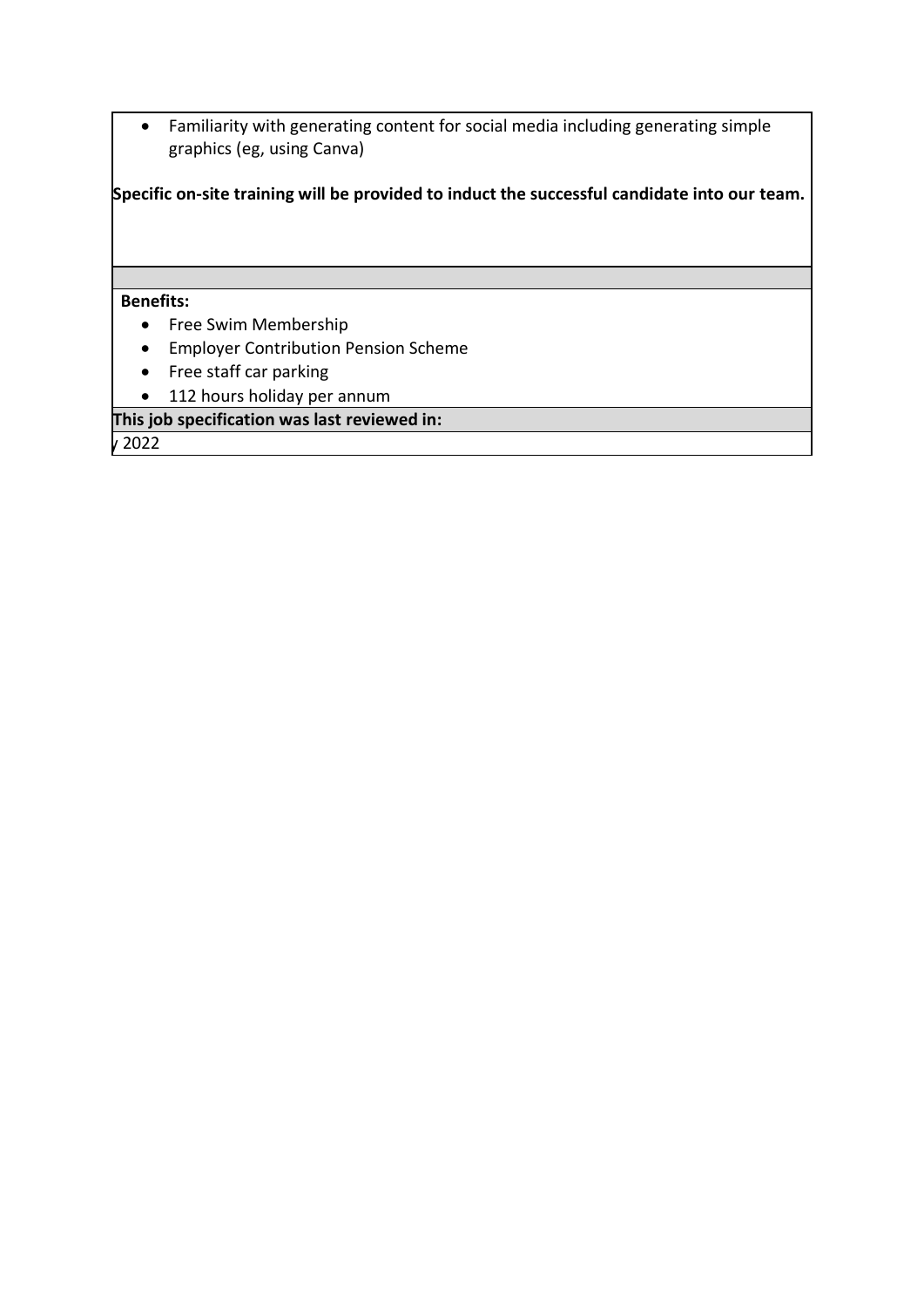- Familiarity with generating content for social media including generating simple graphics (eg, using Canva)

**Specific on-site training will be provided to induct the successful candidate into our team.**

**Benefits:**

- Free Swim Membership
- Employer Contribution Pension Scheme
- Free staff car parking
- 112 hours holiday per annum

**This job specification was last reviewed in:**

y 2022